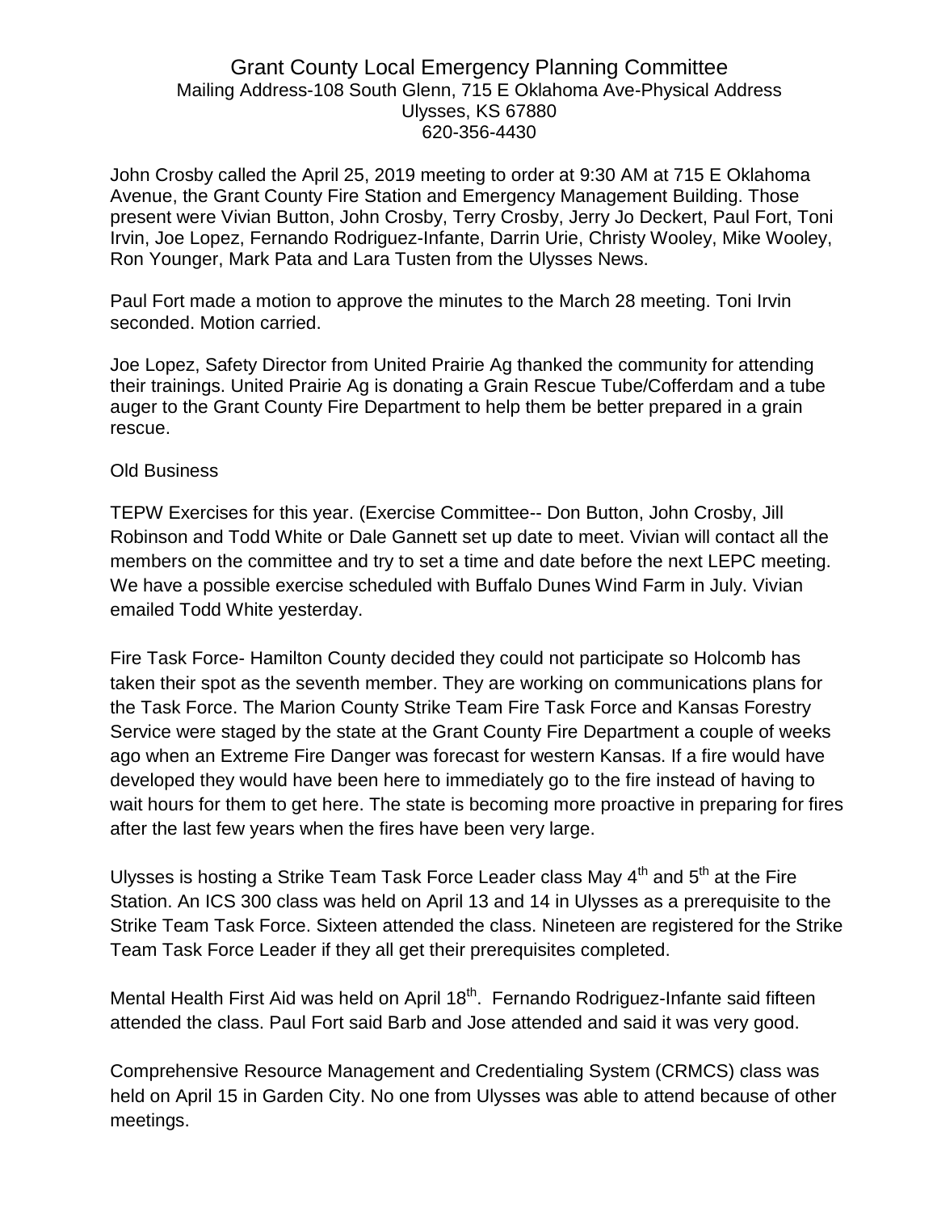# Grant County Local Emergency Planning Committee

Mailing Address-108 South Glenn, 715 E Oklahoma Ave-Physical Address
Ulysses, KS 67880
620-356-4430

John Crosby called the April 25, 2019 meeting to order at 9:30 AM at 715 E Oklahoma Avenue, the Grant County Fire Station and Emergency Management Building. Those present were Vivian Button, John Crosby, Terry Crosby, Jerry Jo Deckert, Paul Fort, Toni Irvin, Joe Lopez, Fernando Rodriguez-Infante, Darrin Urie, Christy Wooley, Mike Wooley, Ron Younger, Mark Pata and Lara Tusten from the Ulysses News.

Paul Fort made a motion to approve the minutes to the March 28 meeting. Toni Irvin seconded. Motion carried.

Joe Lopez, Safety Director from United Prairie Ag thanked the community for attending their trainings. United Prairie Ag is donating a Grain Rescue Tube/Cofferdam and a tube auger to the Grant County Fire Department to help them be better prepared in a grain rescue.

Old Business

TEPW Exercises for this year. (Exercise Committee-- Don Button, John Crosby, Jill Robinson and Todd White or Dale Gannett set up date to meet. Vivian will contact all the members on the committee and try to set a time and date before the next LEPC meeting. We have a possible exercise scheduled with Buffalo Dunes Wind Farm in July. Vivian emailed Todd White yesterday.

Fire Task Force- Hamilton County decided they could not participate so Holcomb has taken their spot as the seventh member. They are working on communications plans for the Task Force. The Marion County Strike Team Fire Task Force and Kansas Forestry Service were staged by the state at the Grant County Fire Department a couple of weeks ago when an Extreme Fire Danger was forecast for western Kansas. If a fire would have developed they would have been here to immediately go to the fire instead of having to wait hours for them to get here. The state is becoming more proactive in preparing for fires after the last few years when the fires have been very large.

Ulysses is hosting a Strike Team Task Force Leader class May 4th and 5th at the Fire Station. An ICS 300 class was held on April 13 and 14 in Ulysses as a prerequisite to the Strike Team Task Force. Sixteen attended the class. Nineteen are registered for the Strike Team Task Force Leader if they all get their prerequisites completed.

Mental Health First Aid was held on April 18th. Fernando Rodriguez-Infante said fifteen attended the class. Paul Fort said Barb and Jose attended and said it was very good.

Comprehensive Resource Management and Credentialing System (CRMCS) class was held on April 15 in Garden City. No one from Ulysses was able to attend because of other meetings.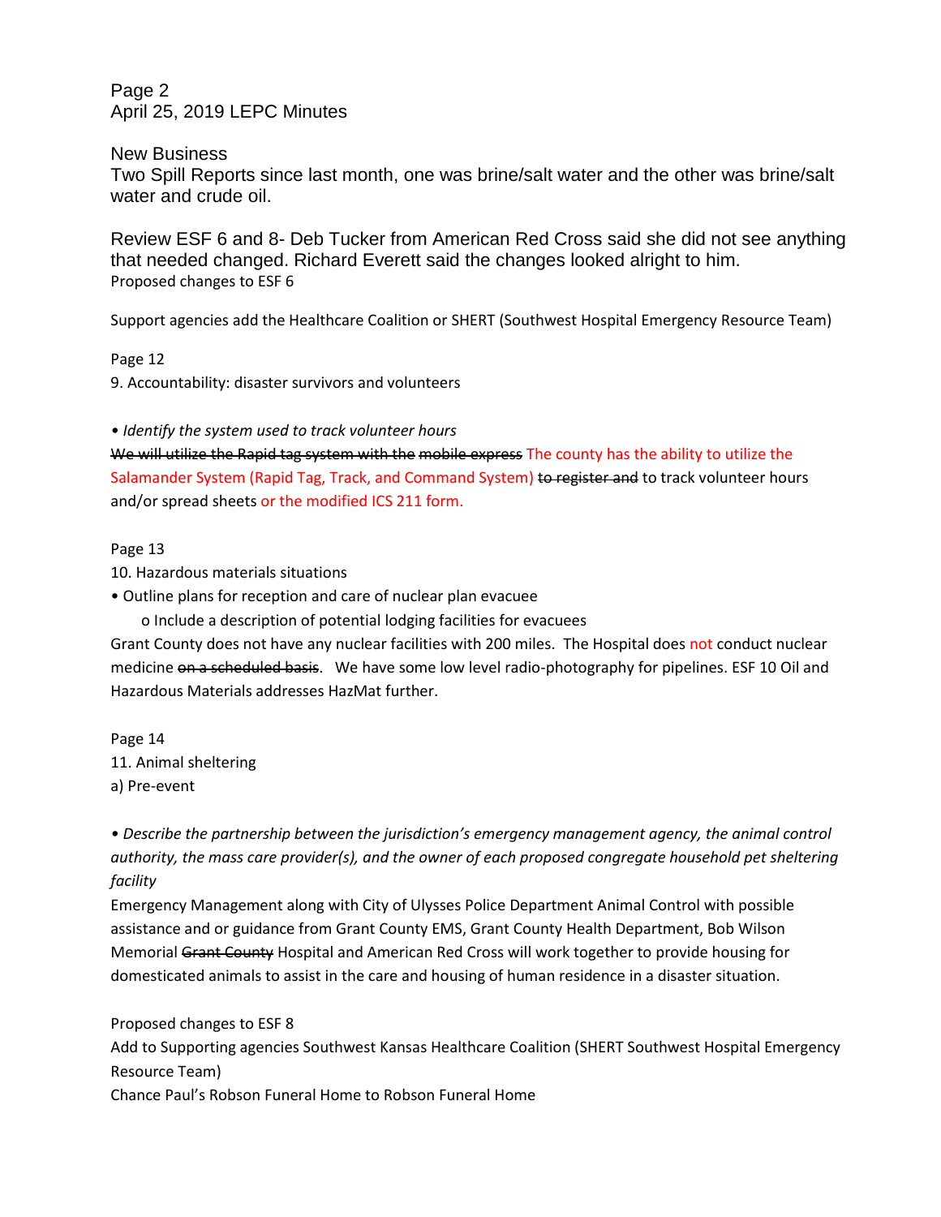New Business

Two Spill Reports since last month, one was brine/salt water and the other was brine/salt water and crude oil.

Review ESF 6 and 8- Deb Tucker from American Red Cross said she did not see anything that needed changed. Richard Everett said the changes looked alright to him.

Proposed changes to ESF 6

Support agencies add the Healthcare Coalition or SHERT (Southwest Hospital Emergency Resource Team)

Page 12

9. Accountability: disaster survivors and volunteers

*• Identify the system used to track volunteer hours*

~~We will utilize the Rapid tag system with the mobile express~~ The county has the ability to utilize the Salamander System (Rapid Tag, Track, and Command System) ~~to register and~~ to track volunteer hours and/or spread sheets or the modified ICS 211 form.

Page 13

10. Hazardous materials situations

- Outline plans for reception and care of nuclear plan evacuee
  - Include a description of potential lodging facilities for evacuees

Grant County does not have any nuclear facilities with 200 miles. The Hospital does not conduct nuclear medicine ~~on a scheduled basis~~. We have some low level radio-photography for pipelines. ESF 10 Oil and Hazardous Materials addresses HazMat further.

Page 14

11. Animal sheltering

a) Pre-event

*• Describe the partnership between the jurisdiction's emergency management agency, the animal control authority, the mass care provider(s), and the owner of each proposed congregate household pet sheltering facility*

Emergency Management along with City of Ulysses Police Department Animal Control with possible assistance and or guidance from Grant County EMS, Grant County Health Department, Bob Wilson Memorial ~~Grant County~~ Hospital and American Red Cross will work together to provide housing for domesticated animals to assist in the care and housing of human residence in a disaster situation.

Proposed changes to ESF 8

Add to Supporting agencies Southwest Kansas Healthcare Coalition (SHERT Southwest Hospital Emergency Resource Team)

Chance Paul's Robson Funeral Home to Robson Funeral Home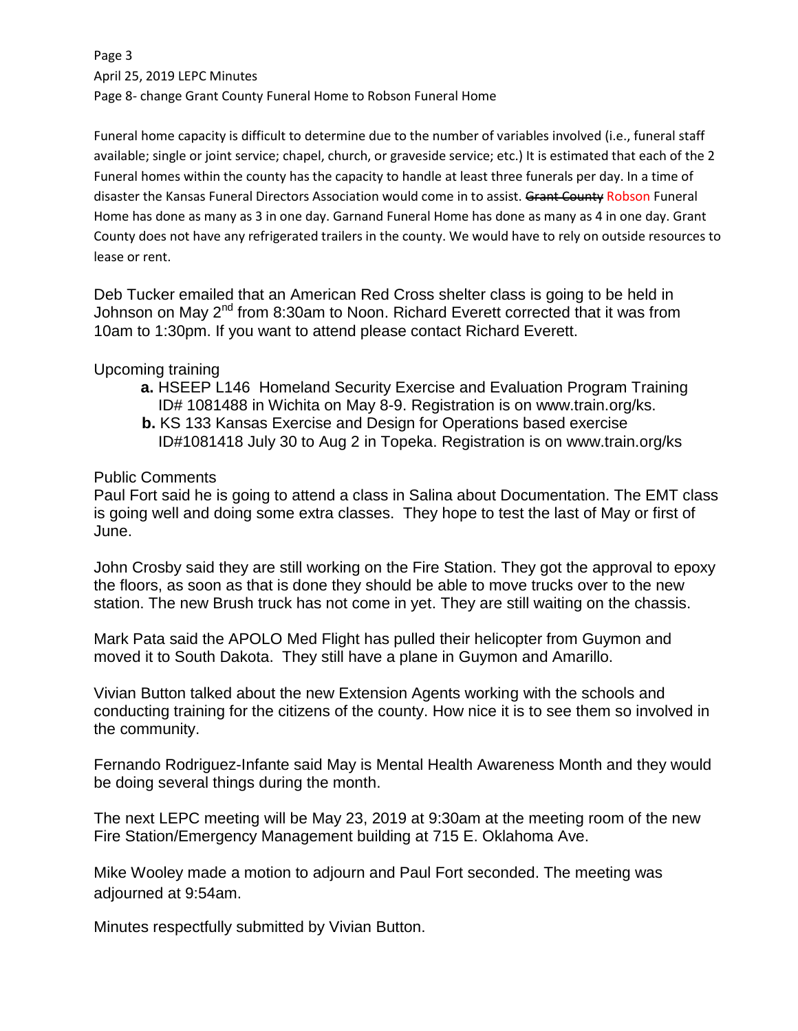April 25, 2019 LEPC Minutes

Page 8- change Grant County Funeral Home to Robson Funeral Home

Funeral home capacity is difficult to determine due to the number of variables involved (i.e., funeral staff available; single or joint service; chapel, church, or graveside service; etc.) It is estimated that each of the 2 Funeral homes within the county has the capacity to handle at least three funerals per day. In a time of disaster the Kansas Funeral Directors Association would come in to assist. ~~Grant County~~ Robson Funeral Home has done as many as 3 in one day. Garnand Funeral Home has done as many as 4 in one day. Grant County does not have any refrigerated trailers in the county. We would have to rely on outside resources to lease or rent.

Deb Tucker emailed that an American Red Cross shelter class is going to be held in Johnson on May 2nd from 8:30am to Noon. Richard Everett corrected that it was from 10am to 1:30pm. If you want to attend please contact Richard Everett.

Upcoming training

- **a.** HSEEP L146 Homeland Security Exercise and Evaluation Program Training ID# 1081488 in Wichita on May 8-9. Registration is on www.train.org/ks.
- **b.** KS 133 Kansas Exercise and Design for Operations based exercise ID#1081418 July 30 to Aug 2 in Topeka. Registration is on www.train.org/ks

Public Comments

Paul Fort said he is going to attend a class in Salina about Documentation. The EMT class is going well and doing some extra classes. They hope to test the last of May or first of June.

John Crosby said they are still working on the Fire Station. They got the approval to epoxy the floors, as soon as that is done they should be able to move trucks over to the new station. The new Brush truck has not come in yet. They are still waiting on the chassis.

Mark Pata said the APOLO Med Flight has pulled their helicopter from Guymon and moved it to South Dakota. They still have a plane in Guymon and Amarillo.

Vivian Button talked about the new Extension Agents working with the schools and conducting training for the citizens of the county. How nice it is to see them so involved in the community.

Fernando Rodriguez-Infante said May is Mental Health Awareness Month and they would be doing several things during the month.

The next LEPC meeting will be May 23, 2019 at 9:30am at the meeting room of the new Fire Station/Emergency Management building at 715 E. Oklahoma Ave.

Mike Wooley made a motion to adjourn and Paul Fort seconded. The meeting was adjourned at 9:54am.

Minutes respectfully submitted by Vivian Button.